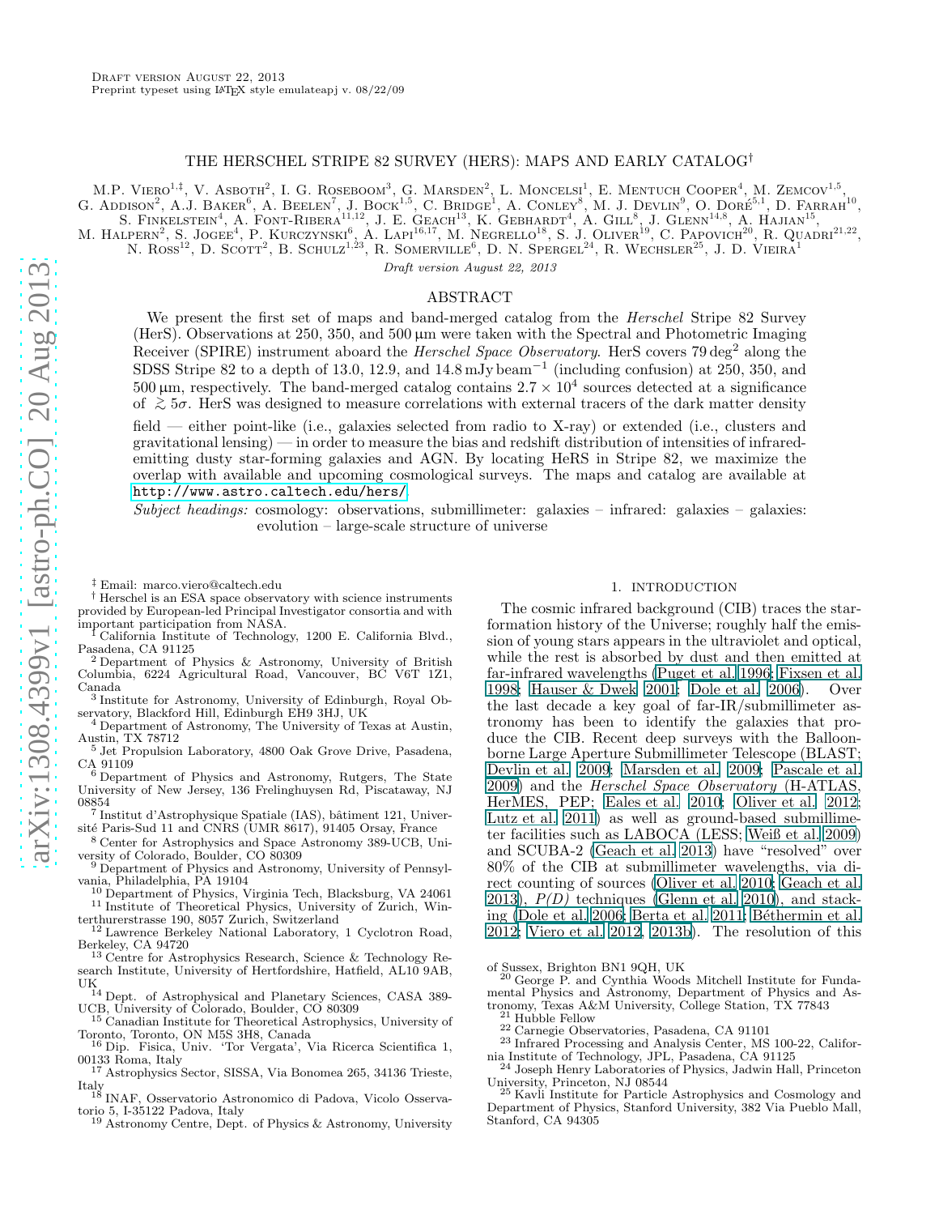Draft version August 22, 2013

Preprint typeset using LaTeX style emulateapj v. 08/22/09

# THE HERSCHEL STRIPE 82 SURVEY (HERS): MAPS AND EARLY CATALOG[†]

M.P. Viero[1,‡], V. Asboth[2], I. G. Roseboom[3], G. Marsden[2], L. Moncelsi[1], E. Mentuch Cooper[4], M. Zemcov[1,5], G. Addison[2], A.J. Baker[6], A. Beelen[7], J. Bock[1,5], C. Bridge[1], A. Conley[8], M. J. Devlin[9], O. Doré[5,1], D. Farrah[10], S. Finkelstein[4], A. Font-Ribera[11,12], J. E. Geach[13], K. Gebhardt[4], A. Gill[8], J. Glenn[14,8], A. Hajian[15], M. Halpern[2], S. Jogee[4], P. Kurczynski[6], A. Lapi[16,17], M. Negrello[18], S. J. Oliver[19], C. Papovich[20], R. Quadri[21,22], N. Ross[12], D. Scott[2], B. Schulz[1,23], R. Somerville[6], D. N. Spergel[24], R. Wechsler[25], J. D. Vieira[1]

*Draft version August 22, 2013*

## ABSTRACT

We present the first set of maps and band-merged catalog from the *Herschel* Stripe 82 Survey (HerS). Observations at 250, 350, and 500 μm were taken with the Spectral and Photometric Imaging Receiver (SPIRE) instrument aboard the *Herschel Space Observatory*. HerS covers 79 $\deg^2$ along the SDSS Stripe 82 to a depth of 13.0, 12.9, and 14.8 mJy $\mathrm{beam}^{-1}$ (including confusion) at 250, 350, and 500 μm, respectively. The band-merged catalog contains $2.7 \times 10^4$ sources detected at a significance of $\gtrsim 5\sigma$. HerS was designed to measure correlations with external tracers of the dark matter density field — either point-like (i.e., galaxies selected from radio to X-ray) or extended (i.e., clusters and gravitational lensing) — in order to measure the bias and redshift distribution of intensities of infrared-emitting dusty star-forming galaxies and AGN. By locating HeRS in Stripe 82, we maximize the overlap with available and upcoming cosmological surveys. The maps and catalog are available at http://www.astro.caltech.edu/hers/.

*Subject headings:* cosmology: observations, submillimeter: galaxies – infrared: galaxies – galaxies: evolution – large-scale structure of universe

## 1. INTRODUCTION

The cosmic infrared background (CIB) traces the star-formation history of the Universe; roughly half the emission of young stars appears in the ultraviolet and optical, while the rest is absorbed by dust and then emitted at far-infrared wavelengths (Puget et al. 1996; Fixsen et al. 1998; Hauser & Dwek 2001; Dole et al. 2006). Over the last decade a key goal of far-IR/submillimeter astronomy has been to identify the galaxies that produce the CIB. Recent deep surveys with the Balloon-borne Large Aperture Submillimeter Telescope (BLAST; Devlin et al. 2009; Marsden et al. 2009; Pascale et al. 2009) and the *Herschel Space Observatory* (H-ATLAS, HerMES, PEP; Eales et al. 2010; Oliver et al. 2012; Lutz et al. 2011) as well as ground-based submillimeter facilities such as LABOCA (LESS; Weiß et al. 2009) and SCUBA-2 (Geach et al. 2013) have "resolved" over 80% of the CIB at submillimeter wavelengths, via direct counting of sources (Oliver et al. 2010; Geach et al. 2013), *P(D)* techniques (Glenn et al. 2010), and stacking (Dole et al. 2006; Berta et al. 2011; Béthermin et al. 2012; Viero et al. 2012, 2013b). The resolution of this

---

‡ Email: marco.viero@caltech.edu

† Herschel is an ESA space observatory with science instruments provided by European-led Principal Investigator consortia and with important participation from NASA.

[1] California Institute of Technology, 1200 E. California Blvd., Pasadena, CA 91125

[2] Department of Physics & Astronomy, University of British Columbia, 6224 Agricultural Road, Vancouver, BC V6T 1Z1, Canada

[3] Institute for Astronomy, University of Edinburgh, Royal Observatory, Blackford Hill, Edinburgh EH9 3HJ, UK

[4] Department of Astronomy, The University of Texas at Austin, Austin, TX 78712

[5] Jet Propulsion Laboratory, 4800 Oak Grove Drive, Pasadena, CA 91109

[6] Department of Physics and Astronomy, Rutgers, The State University of New Jersey, 136 Frelinghuysen Rd, Piscataway, NJ 08854

[7] Institut d'Astrophysique Spatiale (IAS), bâtiment 121, Université Paris-Sud 11 and CNRS (UMR 8617), 91405 Orsay, France

[8] Center for Astrophysics and Space Astronomy 389-UCB, University of Colorado, Boulder, CO 80309

[9] Department of Physics and Astronomy, University of Pennsylvania, Philadelphia, PA 19104

[10] Department of Physics, Virginia Tech, Blacksburg, VA 24061

[11] Institute of Theoretical Physics, University of Zurich, Winterthurerstrasse 190, 8057 Zurich, Switzerland

[12] Lawrence Berkeley National Laboratory, 1 Cyclotron Road, Berkeley, CA 94720

[13] Centre for Astrophysics Research, Science & Technology Research Institute, University of Hertfordshire, Hatfield, AL10 9AB, UK

[14] Dept. of Astrophysical and Planetary Sciences, CASA 389-UCB, University of Colorado, Boulder, CO 80309

[15] Canadian Institute for Theoretical Astrophysics, University of Toronto, Toronto, ON M5S 3H8, Canada

[16] Dip. Fisica, Univ. 'Tor Vergata', Via Ricerca Scientifica 1, 00133 Roma, Italy

[17] Astrophysics Sector, SISSA, Via Bonomea 265, 34136 Trieste, Italy

[18] INAF, Osservatorio Astronomico di Padova, Vicolo Osservatorio 5, I-35122 Padova, Italy

[19] Astronomy Centre, Dept. of Physics & Astronomy, University of Sussex, Brighton BN1 9QH, UK

[20] George P. and Cynthia Woods Mitchell Institute for Fundamental Physics and Astronomy, Department of Physics and Astronomy, Texas A&M University, College Station, TX 77843

[21] Hubble Fellow

[22] Carnegie Observatories, Pasadena, CA 91101

[23] Infrared Processing and Analysis Center, MS 100-22, California Institute of Technology, JPL, Pasadena, CA 91125

[24] Joseph Henry Laboratories of Physics, Jadwin Hall, Princeton University, Princeton, NJ 08544

[25] Kavli Institute for Particle Astrophysics and Cosmology and Department of Physics, Stanford University, 382 Via Pueblo Mall, Stanford, CA 94305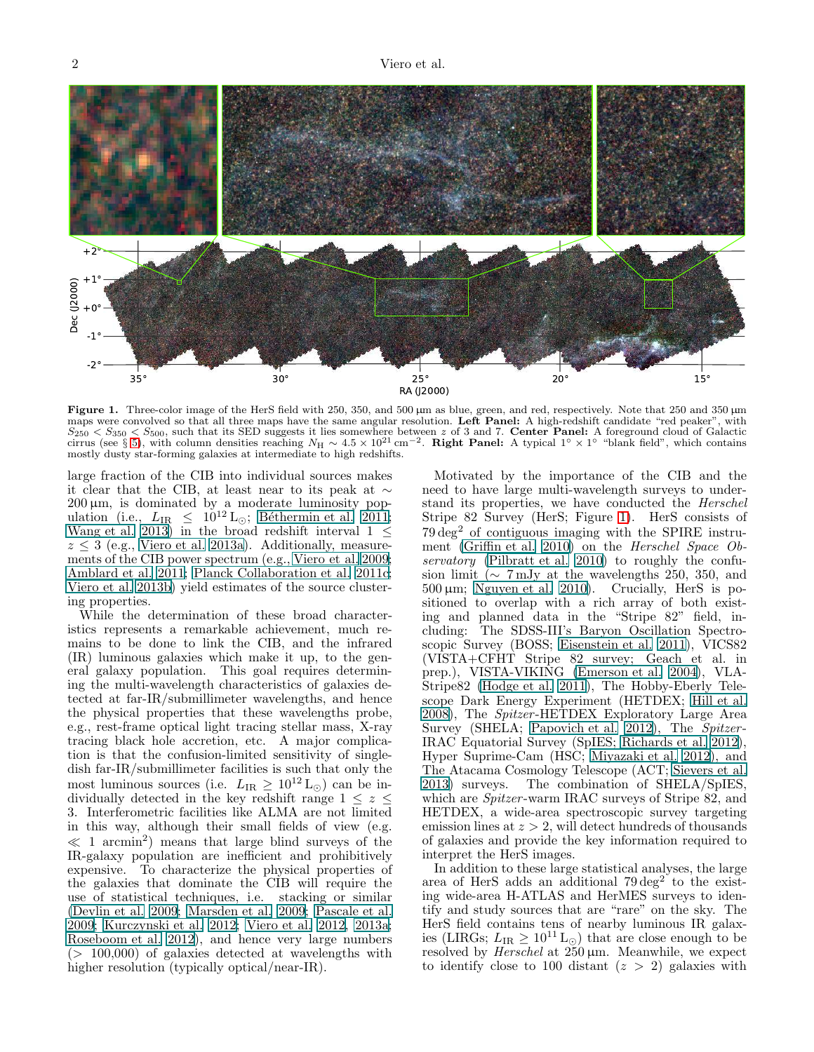**Figure 1.** Three-color image of the HerS field with 250, 350, and 500 µm as blue, green, and red, respectively. Note that 250 and 350 µm maps were convolved so that all three maps have the same angular resolution. **Left Panel:** A high-redshift candidate "red peaker", with $S_{250} < S_{350} < S_{500}$, such that its SED suggests it lies somewhere between $z$ of 3 and 7. **Center Panel:** A foreground cloud of Galactic cirrus (see § 5), with column densities reaching $N_{\rm H} \sim 4.5 \times 10^{21}\,{\rm cm}^{-2}$. **Right Panel:** A typical $1° \times 1°$ "blank field", which contains mostly dusty star-forming galaxies at intermediate to high redshifts.

large fraction of the CIB into individual sources makes it clear that the CIB, at least near to its peak at $\sim 200\,\mu$m, is dominated by a moderate luminosity population (i.e., $L_{\rm IR} \leq 10^{12}\,{\rm L}_{\odot}$; Béthermin et al. 2011; Wang et al. 2013) in the broad redshift interval $1 \leq z \leq 3$ (e.g., Viero et al. 2013a). Additionally, measurements of the CIB power spectrum (e.g., Viero et al. 2009; Amblard et al. 2011; Planck Collaboration et al. 2011c; Viero et al. 2013b) yield estimates of the source clustering properties.

While the determination of these broad characteristics represents a remarkable achievement, much remains to be done to link the CIB, and the infrared (IR) luminous galaxies which make it up, to the general galaxy population. This goal requires determining the multi-wavelength characteristics of galaxies detected at far-IR/submillimeter wavelengths, and hence the physical properties that these wavelengths probe, e.g., rest-frame optical light tracing stellar mass, X-ray tracing black hole accretion, etc. A major complication is that the confusion-limited sensitivity of single-dish far-IR/submillimeter facilities is such that only the most luminous sources (i.e. $L_{\rm IR} \geq 10^{12}\,{\rm L}_{\odot}$) can be individually detected in the key redshift range $1 \leq z \leq 3$. Interferometric facilities like ALMA are not limited in this way, although their small fields of view (e.g. $\ll 1$ arcmin$^2$) means that large blind surveys of the IR-galaxy population are inefficient and prohibitively expensive. To characterize the physical properties of the galaxies that dominate the CIB will require the use of statistical techniques, i.e. stacking or similar (Devlin et al. 2009; Marsden et al. 2009; Pascale et al. 2009; Kurczynski et al. 2012; Viero et al. 2012, 2013a; Roseboom et al. 2012), and hence very large numbers (> 100,000) of galaxies detected at wavelengths with higher resolution (typically optical/near-IR).

Motivated by the importance of the CIB and the need to have large multi-wavelength surveys to understand its properties, we have conducted the *Herschel* Stripe 82 Survey (HerS; Figure 1). HerS consists of $79\,{\rm deg}^2$ of contiguous imaging with the SPIRE instrument (Griffin et al. 2010) on the *Herschel Space Observatory* (Pilbratt et al. 2010) to roughly the confusion limit ($\sim 7$ mJy at the wavelengths 250, 350, and 500 µm; Nguyen et al. 2010). Crucially, HerS is positioned to overlap with a rich array of both existing and planned data in the "Stripe 82" field, including: The SDSS-III's Baryon Oscillation Spectroscopic Survey (BOSS; Eisenstein et al. 2011), VICS82 (VISTA+CFHT Stripe 82 survey; Geach et al. in prep.), VISTA-VIKING (Emerson et al. 2004), VLA-Stripe82 (Hodge et al. 2011), The Hobby-Eberly Telescope Dark Energy Experiment (HETDEX; Hill et al. 2008), The *Spitzer*-HETDEX Exploratory Large Area Survey (SHELA; Papovich et al. 2012), The *Spitzer*-IRAC Equatorial Survey (SpIES; Richards et al. 2012), Hyper Suprime-Cam (HSC; Miyazaki et al. 2012), and The Atacama Cosmology Telescope (ACT; Sievers et al. 2013) surveys. The combination of SHELA/SpIES, which are *Spitzer*-warm IRAC surveys of Stripe 82, and HETDEX, a wide-area spectroscopic survey targeting emission lines at $z > 2$, will detect hundreds of thousands of galaxies and provide the key information required to interpret the HerS images.

In addition to these large statistical analyses, the large area of HerS adds an additional $79\,{\rm deg}^2$ to the existing wide-area H-ATLAS and HerMES surveys to identify and study sources that are "rare" on the sky. The HerS field contains tens of nearby luminous IR galaxies (LIRGs; $L_{\rm IR} \geq 10^{11}\,{\rm L}_{\odot}$) that are close enough to be resolved by *Herschel* at 250 µm. Meanwhile, we expect to identify close to 100 distant ($z > 2$) galaxies with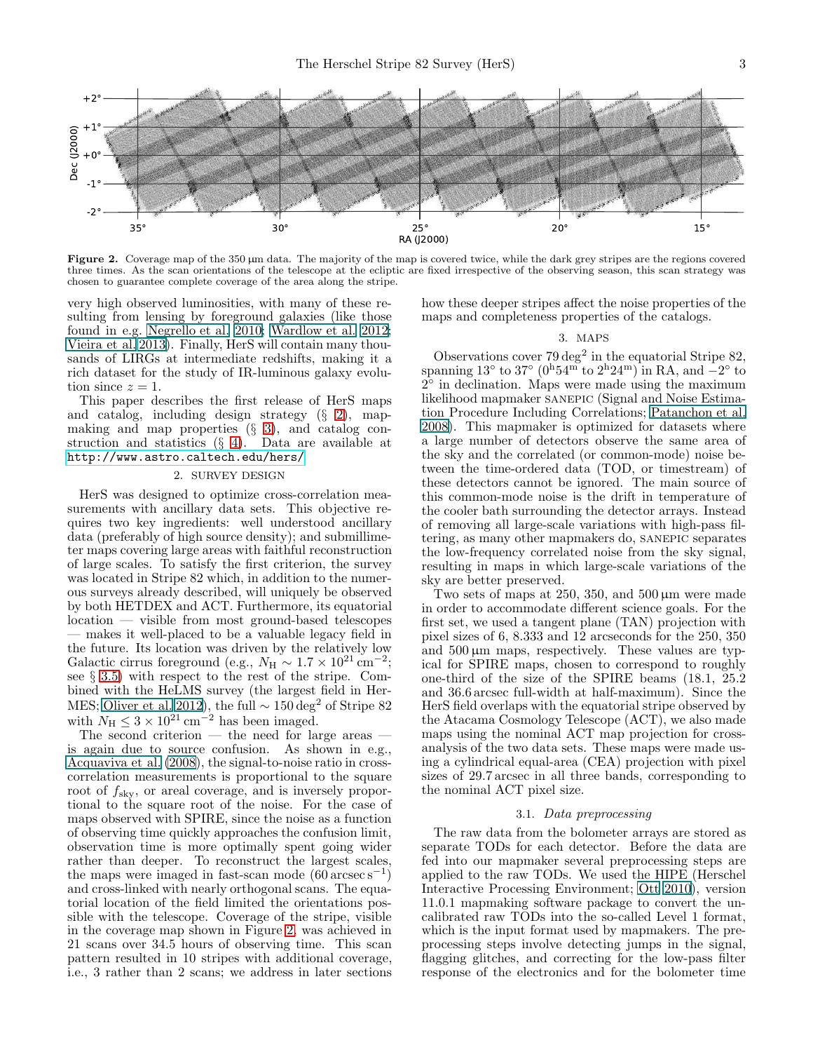**Figure 2.** Coverage map of the 350 μm data. The majority of the map is covered twice, while the dark grey stripes are the regions covered three times. As the scan orientations of the telescope at the ecliptic are fixed irrespective of the observing season, this scan strategy was chosen to guarantee complete coverage of the area along the stripe.

very high observed luminosities, with many of these resulting from lensing by foreground galaxies (like those found in e.g. Negrello et al. 2010; Wardlow et al. 2012; Vieira et al. 2013). Finally, HerS will contain many thousands of LIRGs at intermediate redshifts, making it a rich dataset for the study of IR-luminous galaxy evolution since $z = 1$.

This paper describes the first release of HerS maps and catalog, including design strategy (§ 2), map-making and map properties (§ 3), and catalog construction and statistics (§ 4). Data are available at http://www.astro.caltech.edu/hers/

## 2. SURVEY DESIGN

HerS was designed to optimize cross-correlation measurements with ancillary data sets. This objective requires two key ingredients: well understood ancillary data (preferably of high source density); and submillimeter maps covering large areas with faithful reconstruction of large scales. To satisfy the first criterion, the survey was located in Stripe 82 which, in addition to the numerous surveys already described, will uniquely be observed by both HETDEX and ACT. Furthermore, its equatorial location — visible from most ground-based telescopes — makes it well-placed to be a valuable legacy field in the future. Its location was driven by the relatively low Galactic cirrus foreground (e.g., $N_{\rm H} \sim 1.7 \times 10^{21}\,{\rm cm}^{-2}$; see § 3.5) with respect to the rest of the stripe. Combined with the HeLMS survey (the largest field in HerMES; Oliver et al. 2012), the full $\sim 150\,{\rm deg}^2$ of Stripe 82 with $N_{\rm H} \leq 3 \times 10^{21}\,{\rm cm}^{-2}$ has been imaged.

The second criterion — the need for large areas — is again due to source confusion. As shown in e.g., Acquaviva et al. (2008), the signal-to-noise ratio in cross-correlation measurements is proportional to the square root of $f_{\rm sky}$, or areal coverage, and is inversely proportional to the square root of the noise. For the case of maps observed with SPIRE, since the noise as a function of observing time quickly approaches the confusion limit, observation time is more optimally spent going wider rather than deeper. To reconstruct the largest scales, the maps were imaged in fast-scan mode ($60\,{\rm arcsec\,s}^{-1}$) and cross-linked with nearly orthogonal scans. The equatorial location of the field limited the orientations possible with the telescope. Coverage of the stripe, visible in the coverage map shown in Figure 2, was achieved in 21 scans over 34.5 hours of observing time. This scan pattern resulted in 10 stripes with additional coverage, i.e., 3 rather than 2 scans; we address in later sections how these deeper stripes affect the noise properties of the maps and completeness properties of the catalogs.

## 3. MAPS

Observations cover $79\,{\rm deg}^2$ in the equatorial Stripe 82, spanning 13° to 37° ($0^{\rm h}54^{\rm m}$ to $2^{\rm h}24^{\rm m}$) in RA, and −2° to 2° in declination. Maps were made using the maximum likelihood mapmaker SANEPIC (Signal and Noise Estimation Procedure Including Correlations; Patanchon et al. 2008). This mapmaker is optimized for datasets where a large number of detectors observe the same area of the sky and the correlated (or common-mode) noise between the time-ordered data (TOD, or timestream) of these detectors cannot be ignored. The main source of this common-mode noise is the drift in temperature of the cooler bath surrounding the detector arrays. Instead of removing all large-scale variations with high-pass filtering, as many other mapmakers do, SANEPIC separates the low-frequency correlated noise from the sky signal, resulting in maps in which large-scale variations of the sky are better preserved.

Two sets of maps at 250, 350, and 500 μm were made in order to accommodate different science goals. For the first set, we used a tangent plane (TAN) projection with pixel sizes of 6, 8.333 and 12 arcseconds for the 250, 350 and 500 μm maps, respectively. These values are typical for SPIRE maps, chosen to correspond to roughly one-third of the size of the SPIRE beams (18.1, 25.2 and 36.6 arcsec full-width at half-maximum). Since the HerS field overlaps with the equatorial stripe observed by the Atacama Cosmology Telescope (ACT), we also made maps using the nominal ACT map projection for cross-analysis of the two data sets. These maps were made using a cylindrical equal-area (CEA) projection with pixel sizes of 29.7 arcsec in all three bands, corresponding to the nominal ACT pixel size.

### 3.1. *Data preprocessing*

The raw data from the bolometer arrays are stored as separate TODs for each detector. Before the data are fed into our mapmaker several preprocessing steps are applied to the raw TODs. We used the HIPE (Herschel Interactive Processing Environment; Ott 2010), version 11.0.1 mapmaking software package to convert the uncalibrated raw TODs into the so-called Level 1 format, which is the input format used by mapmakers. The preprocessing steps involve detecting jumps in the signal, flagging glitches, and correcting for the low-pass filter response of the electronics and for the bolometer time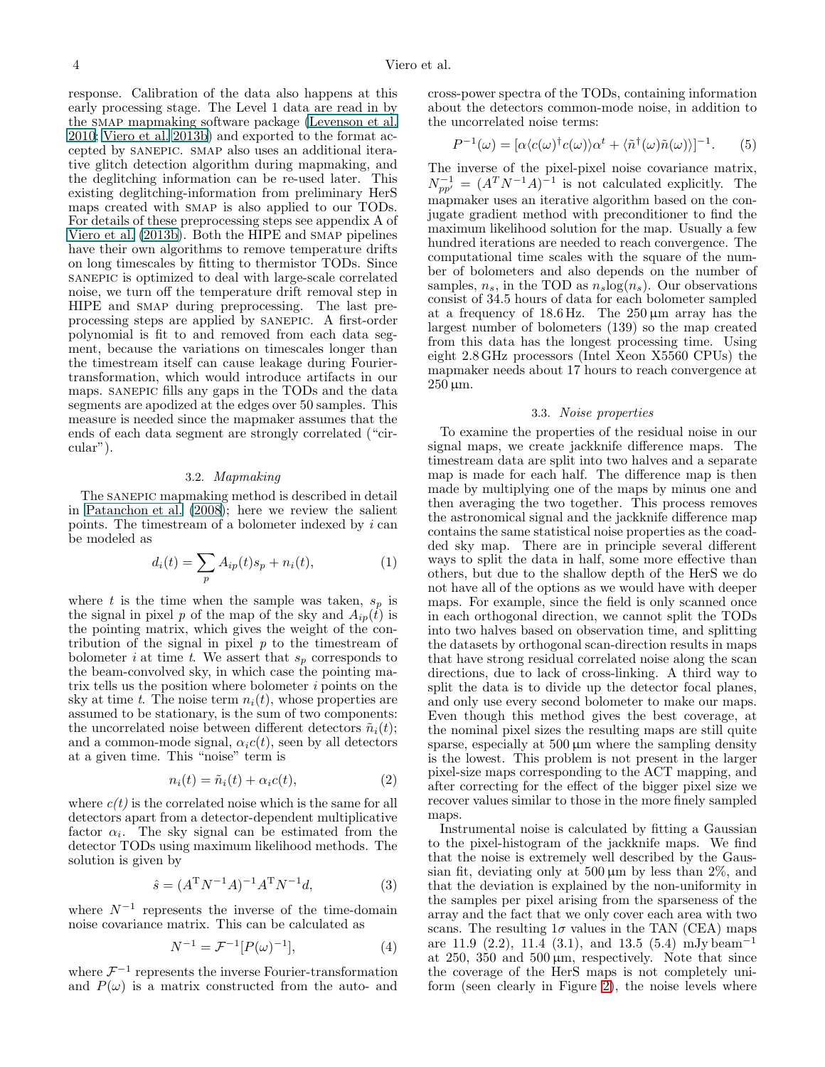response. Calibration of the data also happens at this early processing stage. The Level 1 data are read in by the SMAP mapmaking software package (Levenson et al. 2010; Viero et al. 2013b) and exported to the format accepted by SANEPIC. SMAP also uses an additional iterative glitch detection algorithm during mapmaking, and the deglitching information can be re-used later. This existing deglitching-information from preliminary HerS maps created with SMAP is also applied to our TODs. For details of these preprocessing steps see appendix A of Viero et al. (2013b). Both the HIPE and SMAP pipelines have their own algorithms to remove temperature drifts on long timescales by fitting to thermistor TODs. Since SANEPIC is optimized to deal with large-scale correlated noise, we turn off the temperature drift removal step in HIPE and SMAP during preprocessing. The last preprocessing steps are applied by SANEPIC. A first-order polynomial is fit to and removed from each data segment, because the variations on timescales longer than the timestream itself can cause leakage during Fourier-transformation, which would introduce artifacts in our maps. SANEPIC fills any gaps in the TODs and the data segments are apodized at the edges over 50 samples. This measure is needed since the mapmaker assumes that the ends of each data segment are strongly correlated ("circular").

### 3.2. *Mapmaking*

The SANEPIC mapmaking method is described in detail in Patanchon et al. (2008); here we review the salient points. The timestream of a bolometer indexed by $i$ can be modeled as

$$d_i(t) = \sum_p A_{ip}(t)s_p + n_i(t), \tag{1}$$

where $t$ is the time when the sample was taken, $s_p$ is the signal in pixel $p$ of the map of the sky and $A_{ip}(t)$ is the pointing matrix, which gives the weight of the contribution of the signal in pixel $p$ to the timestream of bolometer $i$ at time $t$. We assert that $s_p$ corresponds to the beam-convolved sky, in which case the pointing matrix tells us the position where bolometer $i$ points on the sky at time $t$. The noise term $n_i(t)$, whose properties are assumed to be stationary, is the sum of two components: the uncorrelated noise between different detectors $\tilde{n}_i(t)$; and a common-mode signal, $\alpha_i c(t)$, seen by all detectors at a given time. This "noise" term is

$$n_i(t) = \tilde{n}_i(t) + \alpha_i c(t), \tag{2}$$

where $c(t)$ is the correlated noise which is the same for all detectors apart from a detector-dependent multiplicative factor $\alpha_i$. The sky signal can be estimated from the detector TODs using maximum likelihood methods. The solution is given by

$$\hat{s} = (A^{\mathrm{T}} N^{-1} A)^{-1} A^{\mathrm{T}} N^{-1} d, \tag{3}$$

where $N^{-1}$ represents the inverse of the time-domain noise covariance matrix. This can be calculated as

$$N^{-1} = \mathcal{F}^{-1}[P(\omega)^{-1}], \tag{4}$$

where $\mathcal{F}^{-1}$ represents the inverse Fourier-transformation and $P(\omega)$ is a matrix constructed from the auto- and cross-power spectra of the TODs, containing information about the detectors common-mode noise, in addition to the uncorrelated noise terms:

$$P^{-1}(\omega) = [\alpha\langle c(\omega)^{\dagger} c(\omega)\rangle\alpha^t + \langle\tilde{n}^{\dagger}(\omega)\tilde{n}(\omega)\rangle]^{-1}. \tag{5}$$

The inverse of the pixel-pixel noise covariance matrix, $N_{pp'}^{-1} = (A^T N^{-1} A)^{-1}$ is not calculated explicitly. The mapmaker uses an iterative algorithm based on the conjugate gradient method with preconditioner to find the maximum likelihood solution for the map. Usually a few hundred iterations are needed to reach convergence. The computational time scales with the square of the number of bolometers and also depends on the number of samples, $n_s$, in the TOD as $n_s \log(n_s)$. Our observations consist of 34.5 hours of data for each bolometer sampled at a frequency of 18.6 Hz. The 250 µm array has the largest number of bolometers (139) so the map created from this data has the longest processing time. Using eight 2.8 GHz processors (Intel Xeon X5560 CPUs) the mapmaker needs about 17 hours to reach convergence at 250 µm.

### 3.3. *Noise properties*

To examine the properties of the residual noise in our signal maps, we create jackknife difference maps. The timestream data are split into two halves and a separate map is made for each half. The difference map is then made by multiplying one of the maps by minus one and then averaging the two together. This process removes the astronomical signal and the jackknife difference map contains the same statistical noise properties as the coadded sky map. There are in principle several different ways to split the data in half, some more effective than others, but due to the shallow depth of the HerS we do not have all of the options as we would have with deeper maps. For example, since the field is only scanned once in each orthogonal direction, we cannot split the TODs into two halves based on observation time, and splitting the datasets by orthogonal scan-direction results in maps that have strong residual correlated noise along the scan directions, due to lack of cross-linking. A third way to split the data is to divide up the detector focal planes, and only use every second bolometer to make our maps. Even though this method gives the best coverage, at the nominal pixel sizes the resulting maps are still quite sparse, especially at 500 µm where the sampling density is the lowest. This problem is not present in the larger pixel-size maps corresponding to the ACT mapping, and after correcting for the effect of the bigger pixel size we recover values similar to those in the more finely sampled maps.

Instrumental noise is calculated by fitting a Gaussian to the pixel-histogram of the jackknife maps. We find that the noise is extremely well described by the Gaussian fit, deviating only at 500 µm by less than 2%, and that the deviation is explained by the non-uniformity in the samples per pixel arising from the sparseness of the array and the fact that we only cover each area with two scans. The resulting $1\sigma$ values in the TAN (CEA) maps are 11.9 (2.2), 11.4 (3.1), and 13.5 (5.4) mJy beam$^{-1}$ at 250, 350 and 500 µm, respectively. Note that since the coverage of the HerS maps is not completely uniform (seen clearly in Figure 2), the noise levels where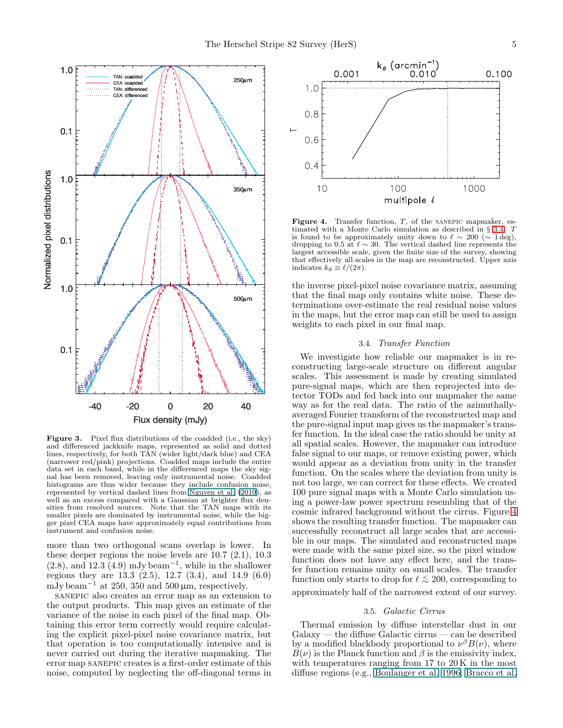**Figure 3.** Pixel flux distributions of the coadded (i.e., the sky) and differenced jackknife maps, represented as solid and dotted lines, respectively, for both TAN (wider light/dark blue) and CEA (narrower red/pink) projections. Coadded maps include the entire data set in each band, while in the differenced maps the sky signal has been removed, leaving only instrumental noise. Coadded histograms are thus wider because they include confusion noise, represented by vertical dashed lines from Nguyen et al. (2010), as well as an excess compared with a Gaussian at brighter flux densities from resolved sources. Note that the TAN maps with its smaller pixels are dominated by instrumental noise, while the bigger pixel CEA maps have approximately equal contributions from instrument and confusion noise.

more than two orthogonal scans overlap is lower. In these deeper regions the noise levels are 10.7 (2.1), 10.3 (2.8), and 12.3 (4.9) mJy beam$^{-1}$, while in the shallower regions they are 13.3 (2.5), 12.7 (3.4), and 14.9 (6.0) mJy beam$^{-1}$ at 250, 350 and 500 μm, respectively.

SANEPIC also creates an error map as an extension to the output products. This map gives an estimate of the variance of the noise in each pixel of the final map. Obtaining this error term correctly would require calculating the explicit pixel-pixel noise covariance matrix, but that operation is too computationally intensive and is never carried out during the iterative mapmaking. The error map SANEPIC creates is a first-order estimate of this noise, computed by neglecting the off-diagonal terms in the inverse pixel-pixel noise covariance matrix, assuming that the final map only contains white noise. These determinations over-estimate the real residual noise values in the maps, but the error map can still be used to assign weights to each pixel in our final map.

**Figure 4.** Transfer function, $T$, of the SANEPIC mapmaker, estimated with a Monte Carlo simulation as described in § 3.4. $T$ is found to be approximately unity down to $\ell \sim 200$ ($\sim$ 1 deg), dropping to 0.5 at $\ell \sim 30$. The vertical dashed line represents the largest accessible scale, given the finite size of the survey, showing that effectively all scales in the map are reconstructed. Upper axis indicates $k_\theta \equiv \ell/(2\pi)$.

### 3.4. *Transfer Function*

We investigate how reliable our mapmaker is in reconstructing large-scale structure on different angular scales. This assessment is made by creating simulated pure-signal maps, which are then reprojected into detector TODs and fed back into our mapmaker the same way as for the real data. The ratio of the azimuthally-averaged Fourier transform of the reconstructed map and the pure-signal input map gives us the mapmaker's transfer function. In the ideal case the ratio should be unity at all spatial scales. However, the mapmaker can introduce false signal to our maps, or remove existing power, which would appear as a deviation from unity in the transfer function. On the scales where the deviation from unity is not too large, we can correct for these effects. We created 100 pure signal maps with a Monte Carlo simulation using a power-law power spectrum resembling that of the cosmic infrared background without the cirrus. Figure 4 shows the resulting transfer function. The mapmaker can successfully reconstruct all large scales that are accessible in our maps. The simulated and reconstructed maps were made with the same pixel size, so the pixel window function does not have any effect here, and the transfer function remains unity on small scales. The transfer function only starts to drop for $\ell \lesssim 200$, corresponding to approximately half of the narrowest extent of our survey.

### 3.5. *Galactic Cirrus*

Thermal emission by diffuse interstellar dust in our Galaxy — the diffuse Galactic cirrus — can be described by a modified blackbody proportional to $\nu^\beta B(\nu)$, where $B(\nu)$ is the Planck function and $\beta$ is the emissivity index, with temperatures ranging from 17 to 20 K in the most diffuse regions (e.g., Boulanger et al. 1996; Bracco et al.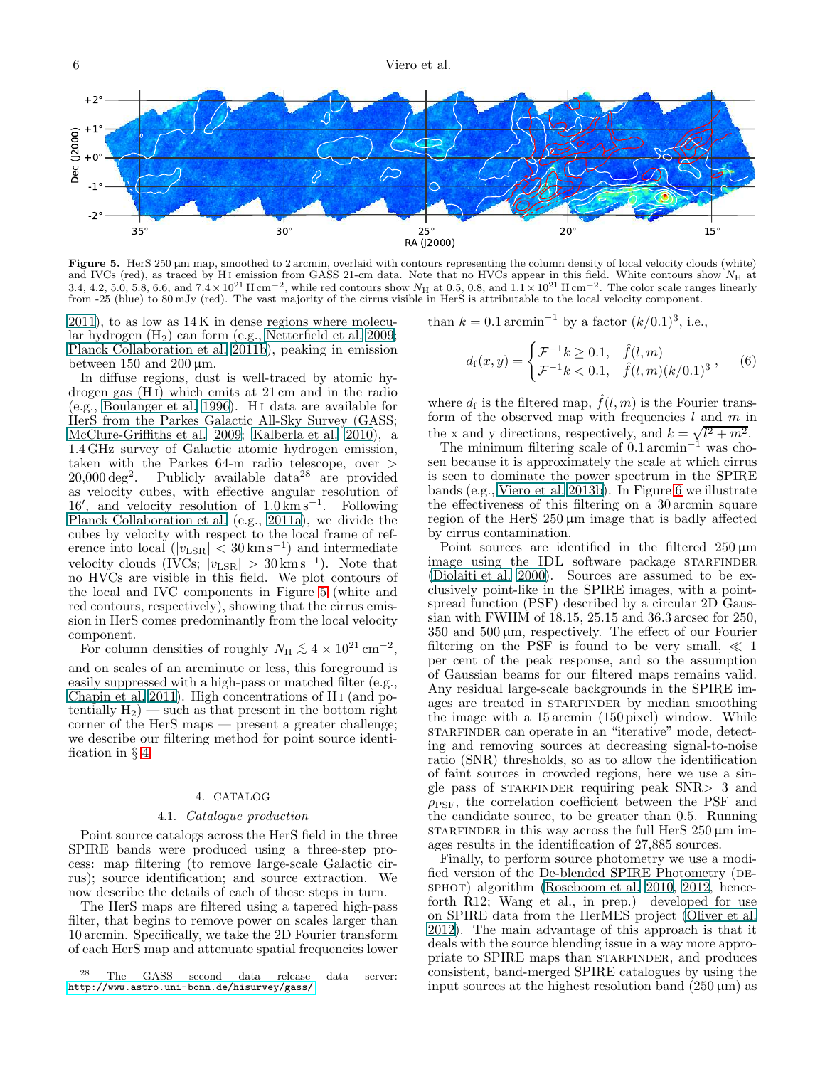**Figure 5.** HerS 250 μm map, smoothed to 2 arcmin, overlaid with contours representing the column density of local velocity clouds (white) and IVCs (red), as traced by H I emission from GASS 21-cm data. Note that no HVCs appear in this field. White contours show $N_{\rm H}$ at 3.4, 4.2, 5.0, 5.8, 6.6, and $7.4 \times 10^{21}\,{\rm H\,cm^{-2}}$, while red contours show $N_{\rm H}$ at 0.5, 0.8, and $1.1 \times 10^{21}\,{\rm H\,cm^{-2}}$. The color scale ranges linearly from -25 (blue) to 80 mJy (red). The vast majority of the cirrus visible in HerS is attributable to the local velocity component.

2011), to as low as 14 K in dense regions where molecular hydrogen ($H_2$) can form (e.g., Netterfield et al. 2009; Planck Collaboration et al. 2011b), peaking in emission between 150 and 200 μm.

In diffuse regions, dust is well-traced by atomic hydrogen gas (H I) which emits at 21 cm and in the radio (e.g., Boulanger et al. 1996). H I data are available for HerS from the Parkes Galactic All-Sky Survey (GASS; McClure-Griffiths et al. 2009; Kalberla et al. 2010), a 1.4 GHz survey of Galactic atomic hydrogen emission, taken with the Parkes 64-m radio telescope, over > 20,000 deg$^2$. Publicly available data[28] are provided as velocity cubes, with effective angular resolution of 16′, and velocity resolution of $1.0\,{\rm km\,s^{-1}}$. Following Planck Collaboration et al. (e.g., 2011a), we divide the cubes by velocity with respect to the local frame of reference into local ($|v_{\rm LSR}| < 30\,{\rm km\,s^{-1}}$) and intermediate velocity clouds (IVCs; $|v_{\rm LSR}| > 30\,{\rm km\,s^{-1}}$). Note that no HVCs are visible in this field. We plot contours of the local and IVC components in Figure 5 (white and red contours, respectively), showing that the cirrus emission in HerS comes predominantly from the local velocity component.

For column densities of roughly $N_{\rm H} \lesssim 4 \times 10^{21}\,{\rm cm^{-2}}$, and on scales of an arcminute or less, this foreground is easily suppressed with a high-pass or matched filter (e.g., Chapin et al. 2011). High concentrations of H I (and potentially $H_2$) — such as that present in the bottom right corner of the HerS maps — present a greater challenge; we describe our filtering method for point source identification in § 4.

## 4. CATALOG

### 4.1. *Catalogue production*

Point source catalogs across the HerS field in the three SPIRE bands were produced using a three-step process: map filtering (to remove large-scale Galactic cirrus); source identification; and source extraction. We now describe the details of each of these steps in turn.

The HerS maps are filtered using a tapered high-pass filter, that begins to remove power on scales larger than 10 arcmin. Specifically, we take the 2D Fourier transform of each HerS map and attenuate spatial frequencies lower than $k = 0.1\,{\rm arcmin^{-1}}$ by a factor $(k/0.1)^3$, i.e.,

$$d_{\rm f}(x,y) = \begin{cases} \mathcal{F}^{-1} k \geq 0.1, & \hat{f}(l,m) \\ \mathcal{F}^{-1} k < 0.1, & \hat{f}(l,m)(k/0.1)^3 \end{cases}, \qquad (6)$$

where $d_{\rm f}$ is the filtered map, $\hat{f}(l,m)$ is the Fourier transform of the observed map with frequencies $l$ and $m$ in the x and y directions, respectively, and $k = \sqrt{l^2 + m^2}$.

The minimum filtering scale of $0.1\,{\rm arcmin^{-1}}$ was chosen because it is approximately the scale at which cirrus is seen to dominate the power spectrum in the SPIRE bands (e.g., Viero et al. 2013b). In Figure 6 we illustrate the effectiveness of this filtering on a 30 arcmin square region of the HerS 250 μm image that is badly affected by cirrus contamination.

Point sources are identified in the filtered 250 μm image using the IDL software package STARFINDER (Diolaiti et al. 2000). Sources are assumed to be exclusively point-like in the SPIRE images, with a point-spread function (PSF) described by a circular 2D Gaussian with FWHM of 18.15, 25.15 and 36.3 arcsec for 250, 350 and 500 μm, respectively. The effect of our Fourier filtering on the PSF is found to be very small, ≪ 1 per cent of the peak response, and so the assumption of Gaussian beams for our filtered maps remains valid. Any residual large-scale backgrounds in the SPIRE images are treated in STARFINDER by median smoothing the image with a 15 arcmin (150 pixel) window. While STARFINDER can operate in an "iterative" mode, detecting and removing sources at decreasing signal-to-noise ratio (SNR) thresholds, so as to allow the identification of faint sources in crowded regions, here we use a single pass of STARFINDER requiring peak SNR> 3 and $\rho_{\rm PSF}$, the correlation coefficient between the PSF and the candidate source, to be greater than 0.5. Running STARFINDER in this way across the full HerS 250 μm images results in the identification of 27,885 sources.

Finally, to perform source photometry we use a modified version of the De-blended SPIRE Photometry (DESPHOT) algorithm (Roseboom et al. 2010, 2012, henceforth R12; Wang et al., in prep.) developed for use on SPIRE data from the HerMES project (Oliver et al. 2012). The main advantage of this approach is that it deals with the source blending issue in a way more appropriate to SPIRE maps than STARFINDER, and produces consistent, band-merged SPIRE catalogues by using the input sources at the highest resolution band (250 μm) as

[28] The GASS second data release data server: http://www.astro.uni-bonn.de/hisurvey/gass/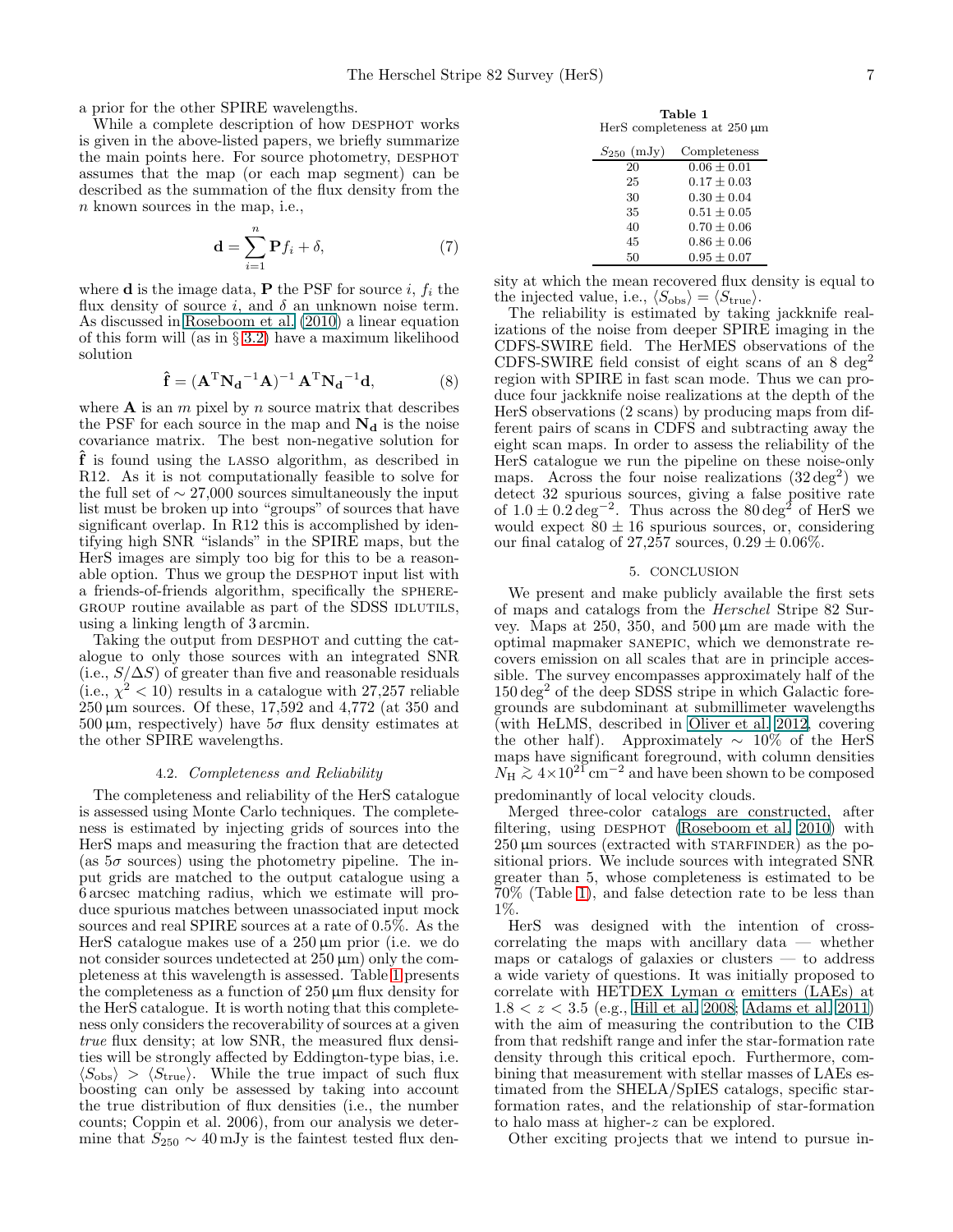a prior for the other SPIRE wavelengths.

While a complete description of how DESPHOT works is given in the above-listed papers, we briefly summarize the main points here. For source photometry, DESPHOT assumes that the map (or each map segment) can be described as the summation of the flux density from the $n$ known sources in the map, i.e.,

$$\mathbf{d} = \sum_{i=1}^{n} \mathbf{P} f_i + \delta, \tag{7}$$

where $\mathbf{d}$ is the image data, $\mathbf{P}$ the PSF for source $i$, $f_i$ the flux density of source $i$, and $\delta$ an unknown noise term. As discussed in Roseboom et al. (2010) a linear equation of this form will (as in § 3.2) have a maximum likelihood solution

$$\hat{\mathbf{f}} = (\mathbf{A}^{\mathrm{T}} \mathbf{N_d}^{-1} \mathbf{A})^{-1} \mathbf{A}^{\mathrm{T}} \mathbf{N_d}^{-1} \mathbf{d}, \tag{8}$$

where $\mathbf{A}$ is an $m$ pixel by $n$ source matrix that describes the PSF for each source in the map and $\mathbf{N_d}$ is the noise covariance matrix. The best non-negative solution for $\hat{\mathbf{f}}$ is found using the LASSO algorithm, as described in R12. As it is not computationally feasible to solve for the full set of $\sim 27{,}000$ sources simultaneously the input list must be broken up into "groups" of sources that have significant overlap. In R12 this is accomplished by identifying high SNR "islands" in the SPIRE maps, but the HerS images are simply too big for this to be a reasonable option. Thus we group the DESPHOT input list with a friends-of-friends algorithm, specifically the SPHEREGROUP routine available as part of the SDSS IDLUTILS, using a linking length of 3 arcmin.

Taking the output from DESPHOT and cutting the catalogue to only those sources with an integrated SNR (i.e., $S/\Delta S$) of greater than five and reasonable residuals (i.e., $\chi^2 < 10$) results in a catalogue with 27,257 reliable 250 µm sources. Of these, 17,592 and 4,772 (at 350 and 500 µm, respectively) have $5\sigma$ flux density estimates at the other SPIRE wavelengths.

### 4.2. *Completeness and Reliability*

The completeness and reliability of the HerS catalogue is assessed using Monte Carlo techniques. The completeness is estimated by injecting grids of sources into the HerS maps and measuring the fraction that are detected (as $5\sigma$ sources) using the photometry pipeline. The input grids are matched to the output catalogue using a 6 arcsec matching radius, which we estimate will produce spurious matches between unassociated input mock sources and real SPIRE sources at a rate of 0.5%. As the HerS catalogue makes use of a 250 µm prior (i.e. we do not consider sources undetected at 250 µm) only the completeness at this wavelength is assessed. Table 1 presents the completeness as a function of 250 µm flux density for the HerS catalogue. It is worth noting that this completeness only considers the recoverability of sources at a given *true* flux density; at low SNR, the measured flux densities will be strongly affected by Eddington-type bias, i.e. $\langle S_{\rm obs} \rangle > \langle S_{\rm true} \rangle$. While the true impact of such flux boosting can only be assessed by taking into account the true distribution of flux densities (i.e., the number counts; Coppin et al. 2006), from our analysis we determine that $S_{250} \sim 40$ mJy is the faintest tested flux density at which the mean recovered flux density is equal to the injected value, i.e., $\langle S_{\rm obs} \rangle = \langle S_{\rm true} \rangle$.

**Table 1**
HerS completeness at 250 µm

| $S_{250}$ (mJy) | Completeness |
|---|---|
| 20 | $0.06 \pm 0.01$ |
| 25 | $0.17 \pm 0.03$ |
| 30 | $0.30 \pm 0.04$ |
| 35 | $0.51 \pm 0.05$ |
| 40 | $0.70 \pm 0.06$ |
| 45 | $0.86 \pm 0.06$ |
| 50 | $0.95 \pm 0.07$ |

The reliability is estimated by taking jackknife realizations of the noise from deeper SPIRE imaging in the CDFS-SWIRE field. The HerMES observations of the CDFS-SWIRE field consist of eight scans of an 8 deg$^2$ region with SPIRE in fast scan mode. Thus we can produce four jackknife noise realizations at the depth of the HerS observations (2 scans) by producing maps from different pairs of scans in CDFS and subtracting away the eight scan maps. In order to assess the reliability of the HerS catalogue we run the pipeline on these noise-only maps. Across the four noise realizations (32 deg$^2$) we detect 32 spurious sources, giving a false positive rate of $1.0 \pm 0.2$ deg$^{-2}$. Thus across the 80 deg$^2$ of HerS we would expect $80 \pm 16$ spurious sources, or, considering our final catalog of 27,257 sources, $0.29 \pm 0.06$%.

## 5. CONCLUSION

We present and make publicly available the first sets of maps and catalogs from the *Herschel* Stripe 82 Survey. Maps at 250, 350, and 500 µm are made with the optimal mapmaker SANEPIC, which we demonstrate recovers emission on all scales that are in principle accessible. The survey encompasses approximately half of the 150 deg$^2$ of the deep SDSS stripe in which Galactic foregrounds are subdominant at submillimeter wavelengths (with HeLMS, described in Oliver et al. 2012, covering the other half). Approximately $\sim$ 10% of the HerS maps have significant foreground, with column densities $N_{\rm H} \gtrsim 4 \times 10^{21}$ cm$^{-2}$ and have been shown to be composed predominantly of local velocity clouds.

Merged three-color catalogs are constructed, after filtering, using DESPHOT (Roseboom et al. 2010) with 250 µm sources (extracted with STARFINDER) as the positional priors. We include sources with integrated SNR greater than 5, whose completeness is estimated to be 70% (Table 1), and false detection rate to be less than 1%.

HerS was designed with the intention of cross-correlating the maps with ancillary data — whether maps or catalogs of galaxies or clusters — to address a wide variety of questions. It was initially proposed to correlate with HETDEX Lyman $\alpha$ emitters (LAEs) at $1.8 < z < 3.5$ (e.g., Hill et al. 2008; Adams et al. 2011) with the aim of measuring the contribution to the CIB from that redshift range and infer the star-formation rate density through this critical epoch. Furthermore, combining that measurement with stellar masses of LAEs estimated from the SHELA/SpIES catalogs, specific star-formation rates, and the relationship of star-formation to halo mass at higher-$z$ can be explored.

Other exciting projects that we intend to pursue in-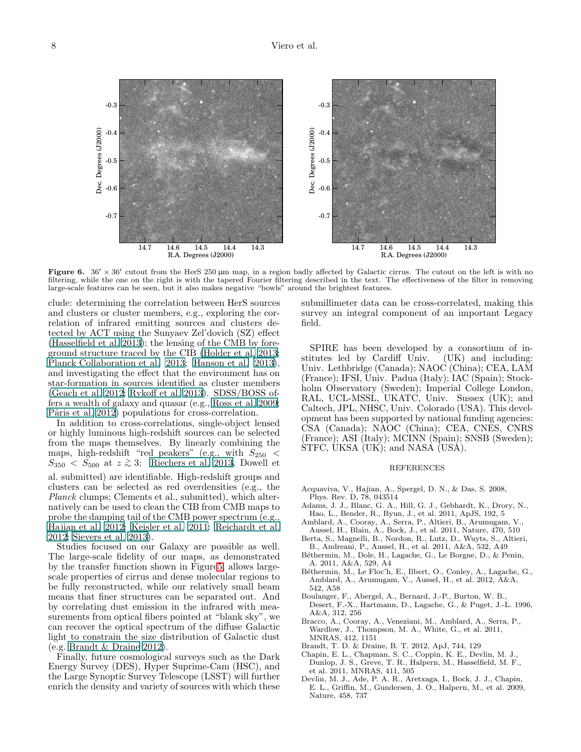**Figure 6.** $36' \times 36'$ cutout from the HerS 250 µm map, in a region badly affected by Galactic cirrus. The cutout on the left is with no filtering, while the one on the right is with the tapered Fourier filtering described in the text. The effectiveness of the filter in removing large-scale features can be seen, but it also makes negative "bowls" around the brightest features.

clude: determining the correlation between HerS sources and clusters or cluster members, e.g., exploring the correlation of infrared emitting sources and clusters detected by ACT using the Sunyaev Zel'dovich (SZ) effect (Hasselfield et al. 2013); the lensing of the CMB by foreground structure traced by the CIB (Holder et al. 2013; Planck Collaboration et al. 2013; Hanson et al. 2013), and investigating the effect that the environment has on star-formation in sources identified as cluster members (Geach et al. 2012; Rykoff et al. 2013). SDSS/BOSS offers a wealth of galaxy and quasar (e.g., Ross et al. 2009; Pâris et al. 2012) populations for cross-correlation.

In addition to cross-correlations, single-object lensed or highly luminous high-redshift sources can be selected from the maps themselves. By linearly combining the maps, high-redshift "red peakers" (e.g., with $S_{250} < S_{350} < S_{500}$ at $z \gtrsim 3$; Riechers et al. 2013, Dowell et al. submitted) are identifiable. High-redshift groups and clusters can be selected as red overdensities (e.g., the *Planck* clumps; Clements et al., submitted), which alternatively can be used to clean the CIB from CMB maps to probe the damping tail of the CMB power spectrum (e.g., Hajian et al. 2012; Keisler et al. 2011; Reichardt et al. 2012; Sievers et al. 2013).

Studies focused on our Galaxy are possible as well. The large-scale fidelity of our maps, as demonstrated by the transfer function shown in Figure 5, allows large-scale properties of cirrus and dense molecular regions to be fully reconstructed, while our relatively small beam means that finer structures can be separated out. And by correlating dust emission in the infrared with measurements from optical fibers pointed at "blank sky", we can recover the optical spectrum of the diffuse Galactic light to constrain the size distribution of Galactic dust (e.g. Brandt & Draine 2012).

Finally, future cosmological surveys such as the Dark Energy Survey (DES), Hyper Suprime-Cam (HSC), and the Large Synoptic Survey Telescope (LSST) will further enrich the density and variety of sources with which these submillimeter data can be cross-correlated, making this survey an integral component of an important Legacy field.

SPIRE has been developed by a consortium of institutes led by Cardiff Univ. (UK) and including: Univ. Lethbridge (Canada); NAOC (China); CEA, LAM (France); IFSI, Univ. Padua (Italy); IAC (Spain); Stockholm Observatory (Sweden); Imperial College London, RAL, UCL-MSSL, UKATC, Univ. Sussex (UK); and Caltech, JPL, NHSC, Univ. Colorado (USA). This development has been supported by national funding agencies: CSA (Canada); NAOC (China); CEA, CNES, CNRS (France); ASI (Italy); MCINN (Spain); SNSB (Sweden); STFC, UKSA (UK); and NASA (USA).

## REFERENCES

Acquaviva, V., Hajian, A., Spergel, D. N., & Das, S. 2008, Phys. Rev. D, 78, 043514

Adams, J. J., Blanc, G. A., Hill, G. J., Gebhardt, K., Drory, N., Hao, L., Bender, R., Byun, J., et al. 2011, ApJS, 192, 5

Amblard, A., Cooray, A., Serra, P., Altieri, B., Arumugam, V., Aussel, H., Blain, A., Bock, J., et al. 2011, Nature, 470, 510

Berta, S., Magnelli, B., Nordon, R., Lutz, D., Wuyts, S., Altieri, B., Andreani, P., Aussel, H., et al. 2011, A&A, 532, A49

Béthermin, M., Dole, H., Lagache, G., Le Borgne, D., & Penin, A. 2011, A&A, 529, A4

Béthermin, M., Le Floc'h, E., Ilbert, O., Conley, A., Lagache, G., Amblard, A., Arumugam, V., Aussel, H., et al. 2012, A&A, 542, A58

Boulanger, F., Abergel, A., Bernard, J.-P., Burton, W. B., Desert, F.-X., Hartmann, D., Lagache, G., & Puget, J.-L. 1996, A&A, 312, 256

Bracco, A., Cooray, A., Veneziani, M., Amblard, A., Serra, P., Wardlow, J., Thompson, M. A., White, G., et al. 2011, MNRAS, 412, 1151

Brandt, T. D. & Draine, B. T. 2012, ApJ, 744, 129

Chapin, E. L., Chapman, S. C., Coppin, K. E., Devlin, M. J., Dunlop, J. S., Greve, T. R., Halpern, M., Hasselfield, M. F., et al. 2011, MNRAS, 411, 505

Devlin, M. J., Ade, P. A. R., Aretxaga, I., Bock, J. J., Chapin, E. L., Griffin, M., Gundersen, J. O., Halpern, M., et al. 2009, Nature, 458, 737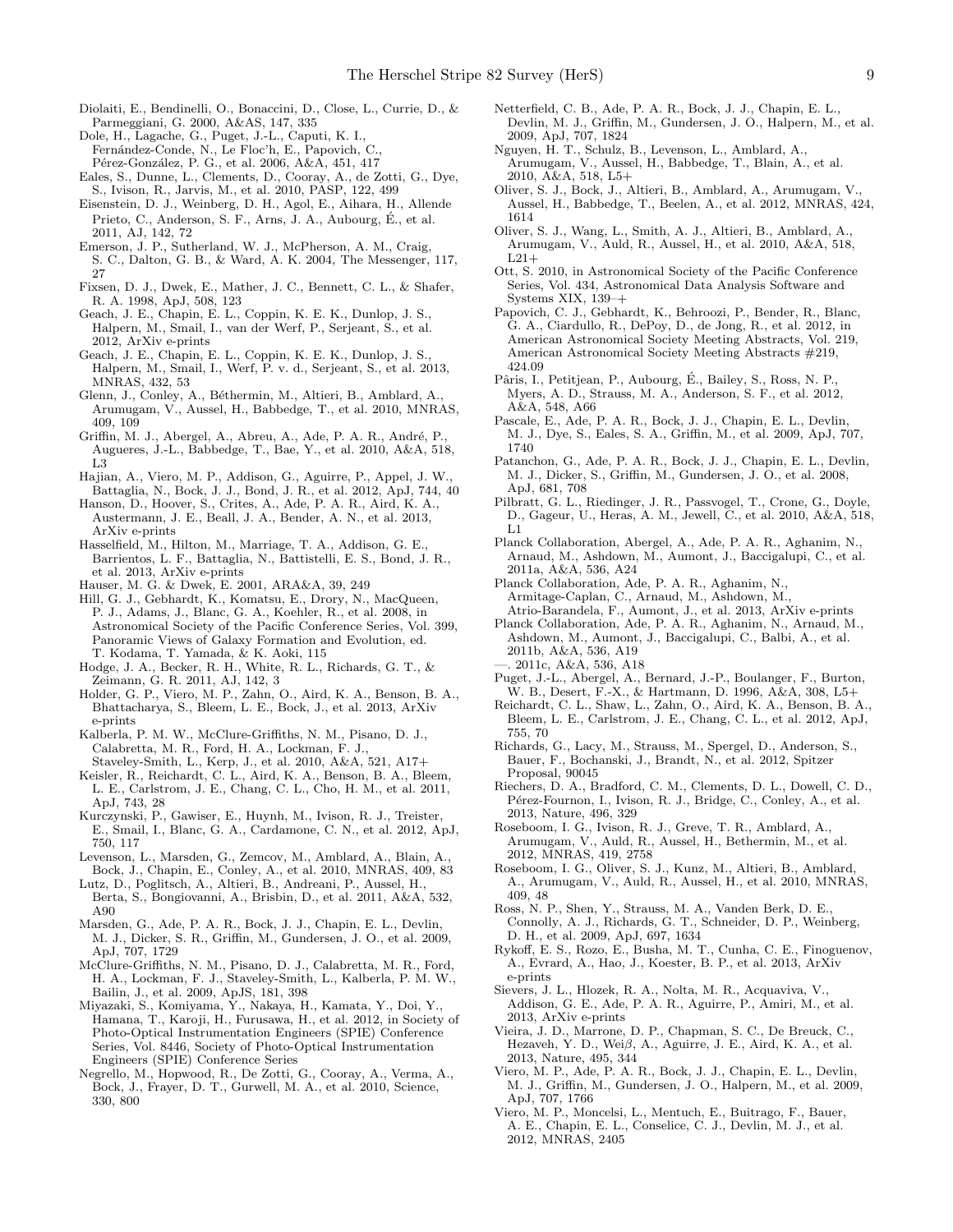Diolaiti, E., Bendinelli, O., Bonaccini, D., Close, L., Currie, D., & Parmeggiani, G. 2000, A&AS, 147, 335

Dole, H., Lagache, G., Puget, J.-L., Caputi, K. I., Fernández-Conde, N., Le Floc'h, E., Papovich, C., Pérez-González, P. G., et al. 2006, A&A, 451, 417

Eales, S., Dunne, L., Clements, D., Cooray, A., de Zotti, G., Dye, S., Ivison, R., Jarvis, M., et al. 2010, PASP, 122, 499

Eisenstein, D. J., Weinberg, D. H., Agol, E., Aihara, H., Allende Prieto, C., Anderson, S. F., Arns, J. A., Aubourg, É., et al. 2011, AJ, 142, 72

Emerson, J. P., Sutherland, W. J., McPherson, A. M., Craig, S. C., Dalton, G. B., & Ward, A. K. 2004, The Messenger, 117, 27

Fixsen, D. J., Dwek, E., Mather, J. C., Bennett, C. L., & Shafer, R. A. 1998, ApJ, 508, 123

Geach, J. E., Chapin, E. L., Coppin, K. E. K., Dunlop, J. S., Halpern, M., Smail, I., van der Werf, P., Serjeant, S., et al. 2012, ArXiv e-prints

Geach, J. E., Chapin, E. L., Coppin, K. E. K., Dunlop, J. S., Halpern, M., Smail, I., Werf, P. v. d., Serjeant, S., et al. 2013, MNRAS, 432, 53

Glenn, J., Conley, A., Béthermin, M., Altieri, B., Amblard, A., Arumugam, V., Aussel, H., Babbedge, T., et al. 2010, MNRAS, 409, 109

Griffin, M. J., Abergel, A., Abreu, A., Ade, P. A. R., André, P., Augueres, J.-L., Babbedge, T., Bae, Y., et al. 2010, A&A, 518, L3

Hajian, A., Viero, M. P., Addison, G., Aguirre, P., Appel, J. W., Battaglia, N., Bock, J. J., Bond, J. R., et al. 2012, ApJ, 744, 40

Hanson, D., Hoover, S., Crites, A., Ade, P. A. R., Aird, K. A., Austermann, J. E., Beall, J. A., Bender, A. N., et al. 2013, ArXiv e-prints

Hasselfield, M., Hilton, M., Marriage, T. A., Addison, G. E., Barrientos, L. F., Battaglia, N., Battistelli, E. S., Bond, J. R., et al. 2013, ArXiv e-prints

Hauser, M. G. & Dwek, E. 2001, ARA&A, 39, 249

Hill, G. J., Gebhardt, K., Komatsu, E., Drory, N., MacQueen, P. J., Adams, J., Blanc, G. A., Koehler, R., et al. 2008, in Astronomical Society of the Pacific Conference Series, Vol. 399, Panoramic Views of Galaxy Formation and Evolution, ed. T. Kodama, T. Yamada, & K. Aoki, 115

Hodge, J. A., Becker, R. H., White, R. L., Richards, G. T., & Zeimann, G. R. 2011, AJ, 142, 3

Holder, G. P., Viero, M. P., Zahn, O., Aird, K. A., Benson, B. A., Bhattacharya, S., Bleem, L. E., Bock, J., et al. 2013, ArXiv e-prints

Kalberla, P. M. W., McClure-Griffiths, N. M., Pisano, D. J., Calabretta, M. R., Ford, H. A., Lockman, F. J., Staveley-Smith, L., Kerp, J., et al. 2010, A&A, 521, A17+

Keisler, R., Reichardt, C. L., Aird, K. A., Benson, B. A., Bleem, L. E., Carlstrom, J. E., Chang, C. L., Cho, H. M., et al. 2011, ApJ, 743, 28

Kurczynski, P., Gawiser, E., Huynh, M., Ivison, R. J., Treister, E., Smail, I., Blanc, G. A., Cardamone, C. N., et al. 2012, ApJ, 750, 117

Levenson, L., Marsden, G., Zemcov, M., Amblard, A., Blain, A., Bock, J., Chapin, E., Conley, A., et al. 2010, MNRAS, 409, 83

Lutz, D., Poglitsch, A., Altieri, B., Andreani, P., Aussel, H., Berta, S., Bongiovanni, A., Brisbin, D., et al. 2011, A&A, 532, A90

Marsden, G., Ade, P. A. R., Bock, J. J., Chapin, E. L., Devlin, M. J., Dicker, S. R., Griffin, M., Gundersen, J. O., et al. 2009, ApJ, 707, 1729

McClure-Griffiths, N. M., Pisano, D. J., Calabretta, M. R., Ford, H. A., Lockman, F. J., Staveley-Smith, L., Kalberla, P. M. W., Bailin, J., et al. 2009, ApJS, 181, 398

Miyazaki, S., Komiyama, Y., Nakaya, H., Kamata, Y., Doi, Y., Hamana, T., Karoji, H., Furusawa, H., et al. 2012, in Society of Photo-Optical Instrumentation Engineers (SPIE) Conference Series, Vol. 8446, Society of Photo-Optical Instrumentation Engineers (SPIE) Conference Series

Negrello, M., Hopwood, R., De Zotti, G., Cooray, A., Verma, A., Bock, J., Frayer, D. T., Gurwell, M. A., et al. 2010, Science, 330, 800

Netterfield, C. B., Ade, P. A. R., Bock, J. J., Chapin, E. L., Devlin, M. J., Griffin, M., Gundersen, J. O., Halpern, M., et al. 2009, ApJ, 707, 1824

Nguyen, H. T., Schulz, B., Levenson, L., Amblard, A., Arumugam, V., Aussel, H., Babbedge, T., Blain, A., et al. 2010, A&A, 518, L5+

Oliver, S. J., Bock, J., Altieri, B., Amblard, A., Arumugam, V., Aussel, H., Babbedge, T., Beelen, A., et al. 2012, MNRAS, 424, 1614

Oliver, S. J., Wang, L., Smith, A. J., Altieri, B., Amblard, A., Arumugam, V., Auld, R., Aussel, H., et al. 2010, A&A, 518, L21+

Ott, S. 2010, in Astronomical Society of the Pacific Conference Series, Vol. 434, Astronomical Data Analysis Software and Systems XIX, 139–+

Papovich, C. J., Gebhardt, K., Behroozi, P., Bender, R., Blanc, G. A., Ciardullo, R., DePoy, D., de Jong, R., et al. 2012, in American Astronomical Society Meeting Abstracts, Vol. 219, American Astronomical Society Meeting Abstracts #219, 424.09

Pâris, I., Petitjean, P., Aubourg, É., Bailey, S., Ross, N. P., Myers, A. D., Strauss, M. A., Anderson, S. F., et al. 2012, A&A, 548, A66

Pascale, E., Ade, P. A. R., Bock, J. J., Chapin, E. L., Devlin, M. J., Dye, S., Eales, S. A., Griffin, M., et al. 2009, ApJ, 707, 1740

Patanchon, G., Ade, P. A. R., Bock, J. J., Chapin, E. L., Devlin, M. J., Dicker, S., Griffin, M., Gundersen, J. O., et al. 2008, ApJ, 681, 708

Pilbratt, G. L., Riedinger, J. R., Passvogel, T., Crone, G., Doyle, D., Gageur, U., Heras, A. M., Jewell, C., et al. 2010, A&A, 518, L1

Planck Collaboration, Abergel, A., Ade, P. A. R., Aghanim, N., Arnaud, M., Ashdown, M., Aumont, J., Baccigalupi, C., et al. 2011a, A&A, 536, A24

Planck Collaboration, Ade, P. A. R., Aghanim, N., Armitage-Caplan, C., Arnaud, M., Ashdown, M., Atrio-Barandela, F., Aumont, J., et al. 2013, ArXiv e-prints

Planck Collaboration, Ade, P. A. R., Aghanim, N., Arnaud, M., Ashdown, M., Aumont, J., Baccigalupi, C., Balbi, A., et al. 2011b, A&A, 536, A19

—. 2011c, A&A, 536, A18

Puget, J.-L., Abergel, A., Bernard, J.-P., Boulanger, F., Burton, W. B., Desert, F.-X., & Hartmann, D. 1996, A&A, 308, L5+

Reichardt, C. L., Shaw, L., Zahn, O., Aird, K. A., Benson, B. A., Bleem, L. E., Carlstrom, J. E., Chang, C. L., et al. 2012, ApJ, 755, 70

Richards, G., Lacy, M., Strauss, M., Spergel, D., Anderson, S., Bauer, F., Bochanski, J., Brandt, N., et al. 2012, Spitzer Proposal, 90045

Riechers, D. A., Bradford, C. M., Clements, D. L., Dowell, C. D., Pérez-Fournon, I., Ivison, R. J., Bridge, C., Conley, A., et al. 2013, Nature, 496, 329

Roseboom, I. G., Ivison, R. J., Greve, T. R., Amblard, A., Arumugam, V., Auld, R., Aussel, H., Bethermin, M., et al. 2012, MNRAS, 419, 2758

Roseboom, I. G., Oliver, S. J., Kunz, M., Altieri, B., Amblard, A., Arumugam, V., Auld, R., Aussel, H., et al. 2010, MNRAS, 409, 48

Ross, N. P., Shen, Y., Strauss, M. A., Vanden Berk, D. E., Connolly, A. J., Richards, G. T., Schneider, D. P., Weinberg, D. H., et al. 2009, ApJ, 697, 1634

Rykoff, E. S., Rozo, E., Busha, M. T., Cunha, C. E., Finoguenov, A., Evrard, A., Hao, J., Koester, B. P., et al. 2013, ArXiv e-prints

Sievers, J. L., Hlozek, R. A., Nolta, M. R., Acquaviva, V., Addison, G. E., Ade, P. A. R., Aguirre, P., Amiri, M., et al. 2013, ArXiv e-prints

Vieira, J. D., Marrone, D. P., Chapman, S. C., De Breuck, C., Hezaveh, Y. D., Weiβ, A., Aguirre, J. E., Aird, K. A., et al. 2013, Nature, 495, 344

Viero, M. P., Ade, P. A. R., Bock, J. J., Chapin, E. L., Devlin, M. J., Griffin, M., Gundersen, J. O., Halpern, M., et al. 2009, ApJ, 707, 1766

Viero, M. P., Moncelsi, L., Mentuch, E., Buitrago, F., Bauer, A. E., Chapin, E. L., Conselice, C. J., Devlin, M. J., et al. 2012, MNRAS, 2405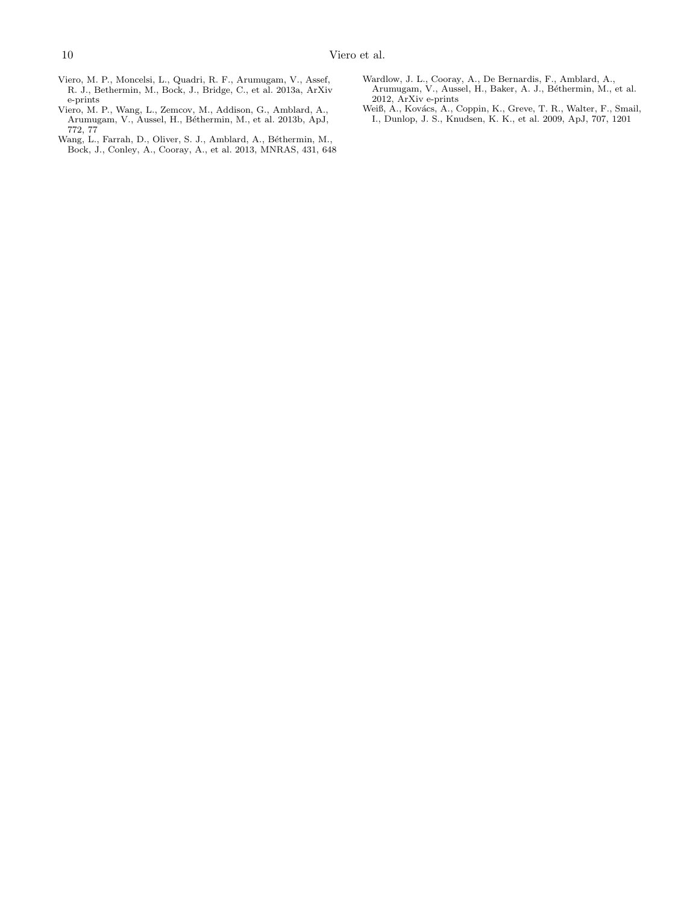Viero, M. P., Moncelsi, L., Quadri, R. F., Arumugam, V., Assef, R. J., Bethermin, M., Bock, J., Bridge, C., et al. 2013a, ArXiv e-prints

Viero, M. P., Wang, L., Zemcov, M., Addison, G., Amblard, A., Arumugam, V., Aussel, H., Béthermin, M., et al. 2013b, ApJ, 772, 77

Wang, L., Farrah, D., Oliver, S. J., Amblard, A., Béthermin, M., Bock, J., Conley, A., Cooray, A., et al. 2013, MNRAS, 431, 648

Wardlow, J. L., Cooray, A., De Bernardis, F., Amblard, A., Arumugam, V., Aussel, H., Baker, A. J., Béthermin, M., et al. 2012, ArXiv e-prints

Weiß, A., Kovács, A., Coppin, K., Greve, T. R., Walter, F., Smail, I., Dunlop, J. S., Knudsen, K. K., et al. 2009, ApJ, 707, 1201